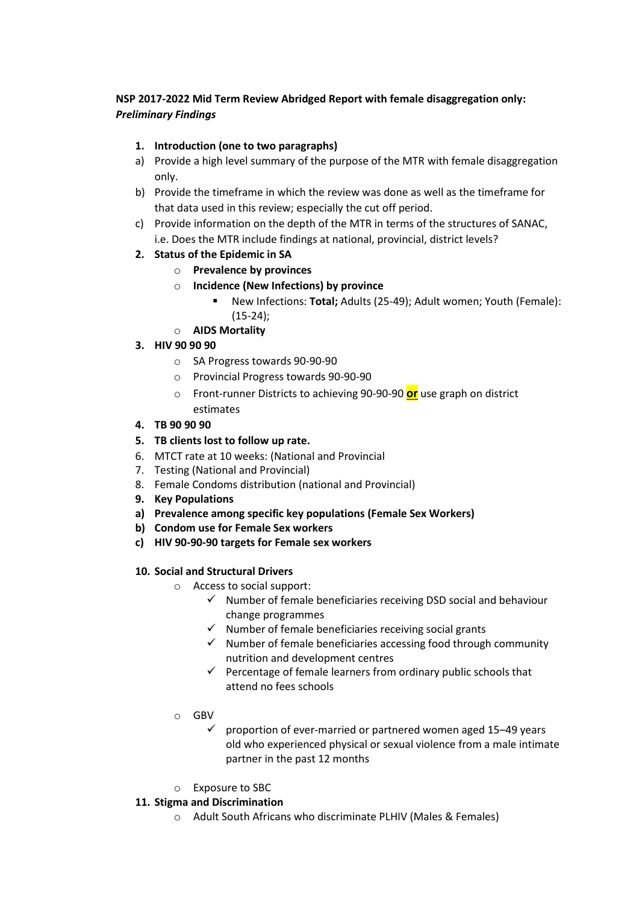**NSP 2017-2022 Mid Term Review Abridged Report with female disaggregation only:** ***Preliminary Findings***

1. **Introduction (one to two paragraphs)**

a) Provide a high level summary of the purpose of the MTR with female disaggregation only.

b) Provide the timeframe in which the review was done as well as the timeframe for that data used in this review; especially the cut off period.

c) Provide information on the depth of the MTR in terms of the structures of SANAC, i.e. Does the MTR include findings at national, provincial, district levels?

2. **Status of the Epidemic in SA**
   - **Prevalence by provinces**
   - **Incidence (New Infections) by province**
     - New Infections: **Total;** Adults (25-49); Adult women; Youth (Female): (15-24);
   - **AIDS Mortality**

3. **HIV 90 90 90**
   - SA Progress towards 90-90-90
   - Provincial Progress towards 90-90-90
   - Front-runner Districts to achieving 90-90-90 **or** use graph on district estimates

4. **TB 90 90 90**
5. **TB clients lost to follow up rate.**
6. MTCT rate at 10 weeks: (National and Provincial
7. Testing (National and Provincial)
8. Female Condoms distribution (national and Provincial)
9. **Key Populations**

**a) Prevalence among specific key populations (Female Sex Workers)**

**b) Condom use for Female Sex workers**

**c) HIV 90-90-90 targets for Female sex workers**

10. **Social and Structural Drivers**
    - Access to social support:
      - ✓ Number of female beneficiaries receiving DSD social and behaviour change programmes
      - ✓ Number of female beneficiaries receiving social grants
      - ✓ Number of female beneficiaries accessing food through community nutrition and development centres
      - ✓ Percentage of female learners from ordinary public schools that attend no fees schools
    - GBV
      - ✓ proportion of ever-married or partnered women aged 15–49 years old who experienced physical or sexual violence from a male intimate partner in the past 12 months
    - Exposure to SBC

11. **Stigma and Discrimination**
    - Adult South Africans who discriminate PLHIV (Males & Females)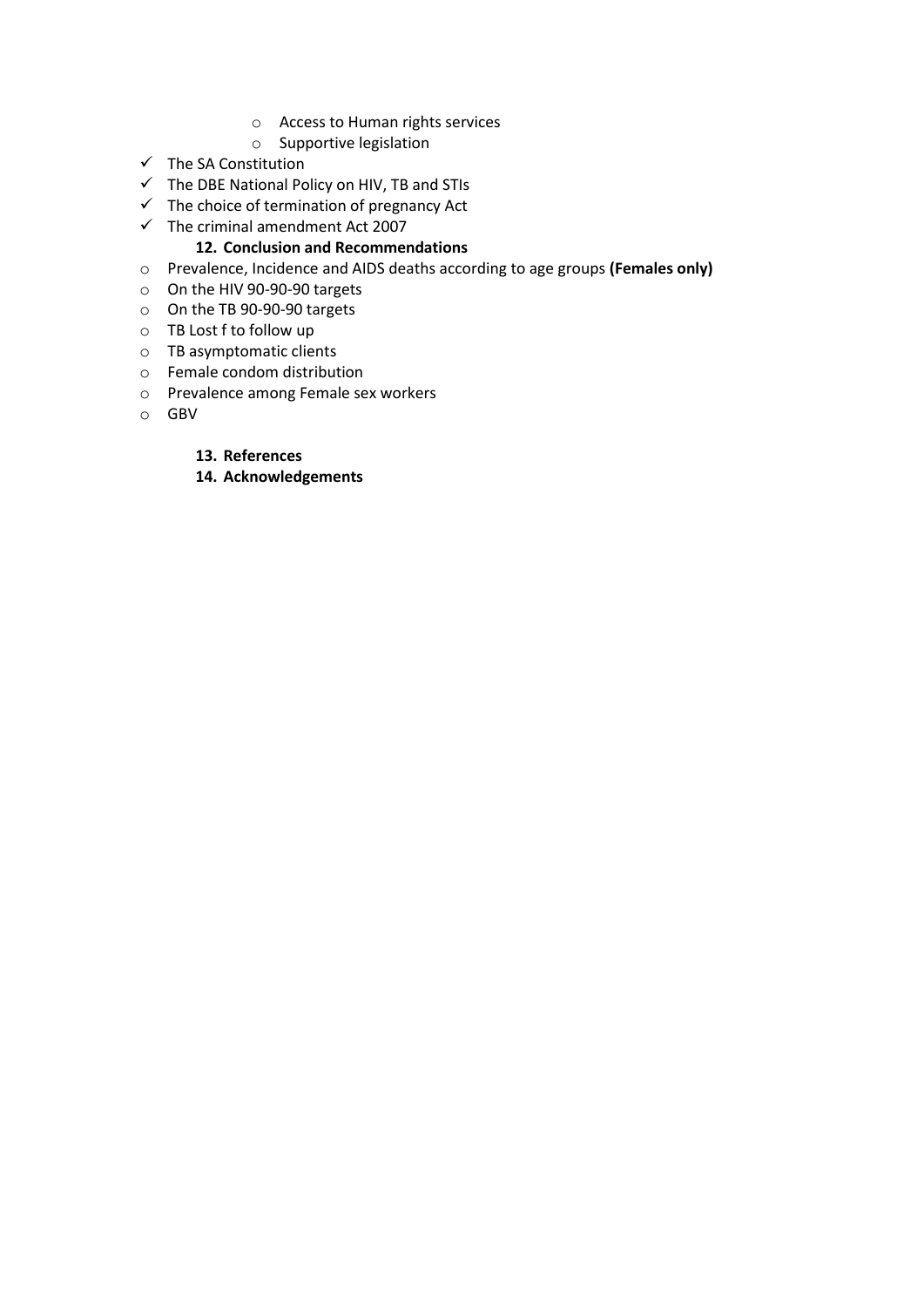- Access to Human rights services
  - Supportive legislation

- ✓ The SA Constitution
- ✓ The DBE National Policy on HIV, TB and STIs
- ✓ The choice of termination of pregnancy Act
- ✓ The criminal amendment Act 2007

**12. Conclusion and Recommendations**

- Prevalence, Incidence and AIDS deaths according to age groups **(Females only)**
- On the HIV 90-90-90 targets
- On the TB 90-90-90 targets
- TB Lost f to follow up
- TB asymptomatic clients
- Female condom distribution
- Prevalence among Female sex workers
- GBV

**13. References**

**14. Acknowledgements**